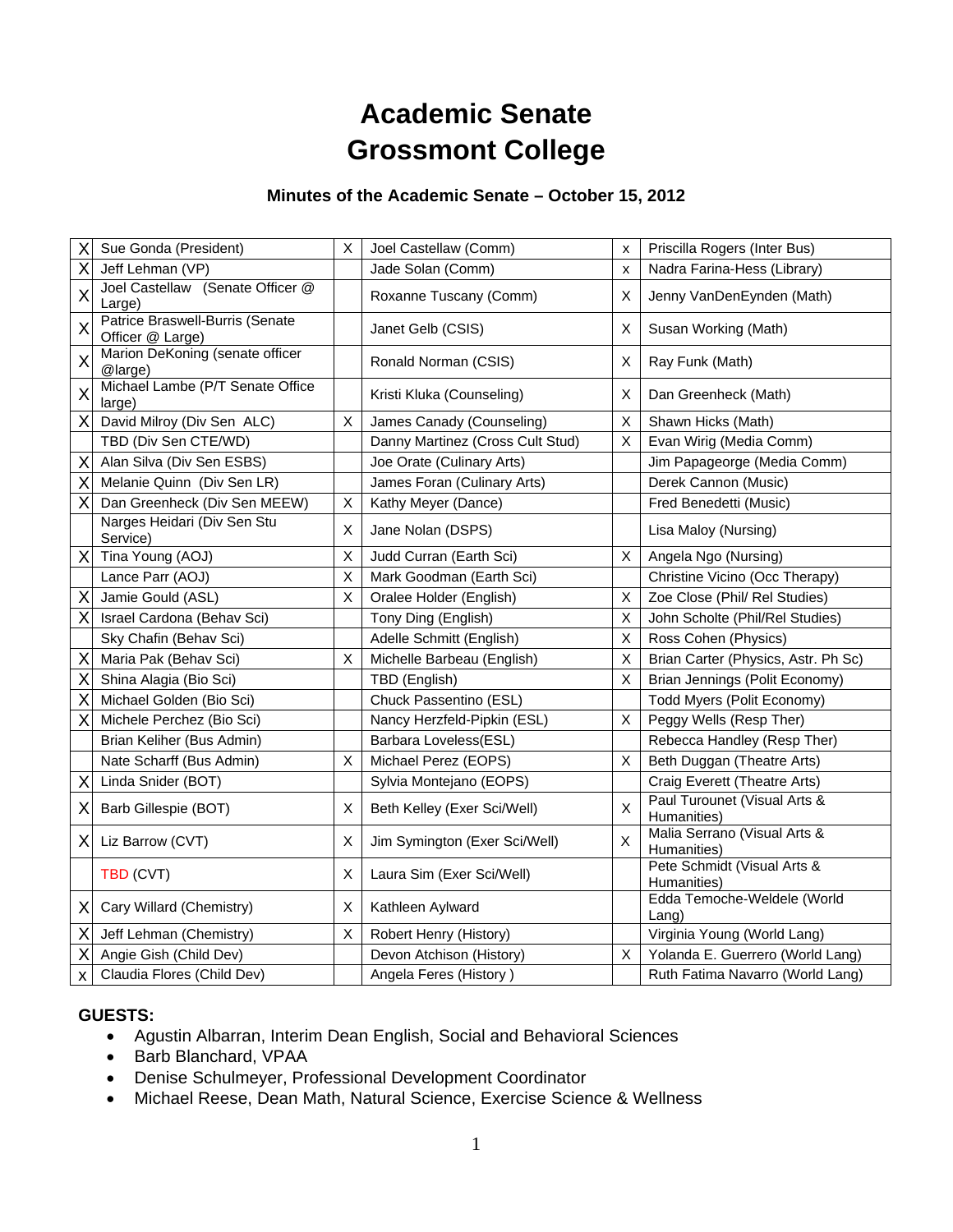# Academic Senate
# Grossmont College

### Minutes of the Academic Senate – October 15, 2012

| | | | | | |
|---|---|---|---|---|---|
| X | Sue Gonda (President) | X | Joel Castellaw (Comm) | x | Priscilla Rogers (Inter Bus) |
| X | Jeff Lehman (VP) | | Jade Solan (Comm) | x | Nadra Farina-Hess (Library) |
| X | Joel Castellaw (Senate Officer @ Large) | | Roxanne Tuscany (Comm) | X | Jenny VanDenEynden (Math) |
| X | Patrice Braswell-Burris (Senate Officer @ Large) | | Janet Gelb (CSIS) | X | Susan Working (Math) |
| X | Marion DeKoning (senate officer @large) | | Ronald Norman (CSIS) | X | Ray Funk (Math) |
| X | Michael Lambe (P/T Senate Office large) | | Kristi Kluka (Counseling) | X | Dan Greenheck (Math) |
| X | David Milroy (Div Sen ALC) | X | James Canady (Counseling) | X | Shawn Hicks (Math) |
| | TBD (Div Sen CTE/WD) | | Danny Martinez (Cross Cult Stud) | X | Evan Wirig (Media Comm) |
| X | Alan Silva (Div Sen ESBS) | | Joe Orate (Culinary Arts) | | Jim Papageorge (Media Comm) |
| X | Melanie Quinn (Div Sen LR) | | James Foran (Culinary Arts) | | Derek Cannon (Music) |
| X | Dan Greenheck (Div Sen MEEW) | X | Kathy Meyer (Dance) | | Fred Benedetti (Music) |
| | Narges Heidari (Div Sen Stu Service) | X | Jane Nolan (DSPS) | | Lisa Maloy (Nursing) |
| X | Tina Young (AOJ) | X | Judd Curran (Earth Sci) | X | Angela Ngo (Nursing) |
| | Lance Parr (AOJ) | X | Mark Goodman (Earth Sci) | | Christine Vicino (Occ Therapy) |
| X | Jamie Gould (ASL) | X | Oralee Holder (English) | X | Zoe Close (Phil/ Rel Studies) |
| X | Israel Cardona (Behav Sci) | | Tony Ding (English) | X | John Scholte (Phil/Rel Studies) |
| | Sky Chafin (Behav Sci) | | Adelle Schmitt (English) | X | Ross Cohen (Physics) |
| X | Maria Pak (Behav Sci) | X | Michelle Barbeau (English) | X | Brian Carter (Physics, Astr. Ph Sc) |
| X | Shina Alagia (Bio Sci) | | TBD (English) | X | Brian Jennings (Polit Economy) |
| X | Michael Golden (Bio Sci) | | Chuck Passentino (ESL) | | Todd Myers (Polit Economy) |
| X | Michele Perchez (Bio Sci) | | Nancy Herzfeld-Pipkin (ESL) | X | Peggy Wells (Resp Ther) |
| | Brian Keliher (Bus Admin) | | Barbara Loveless(ESL) | | Rebecca Handley (Resp Ther) |
| | Nate Scharff (Bus Admin) | X | Michael Perez (EOPS) | X | Beth Duggan (Theatre Arts) |
| X | Linda Snider (BOT) | | Sylvia Montejano (EOPS) | | Craig Everett (Theatre Arts) |
| X | Barb Gillespie (BOT) | X | Beth Kelley (Exer Sci/Well) | X | Paul Turounet (Visual Arts & Humanities) |
| X | Liz Barrow (CVT) | X | Jim Symington (Exer Sci/Well) | X | Malia Serrano (Visual Arts & Humanities) |
| | TBD (CVT) | X | Laura Sim (Exer Sci/Well) | | Pete Schmidt (Visual Arts & Humanities) |
| X | Cary Willard (Chemistry) | X | Kathleen Aylward | | Edda Temoche-Weldele (World Lang) |
| X | Jeff Lehman (Chemistry) | X | Robert Henry (History) | | Virginia Young (World Lang) |
| X | Angie Gish (Child Dev) | | Devon Atchison (History) | X | Yolanda E. Guerrero (World Lang) |
| x | Claudia Flores (Child Dev) | | Angela Feres (History ) | | Ruth Fatima Navarro (World Lang) |

**GUESTS:**

- Agustin Albarran, Interim Dean English, Social and Behavioral Sciences
- Barb Blanchard, VPAA
- Denise Schulmeyer, Professional Development Coordinator
- Michael Reese, Dean Math, Natural Science, Exercise Science & Wellness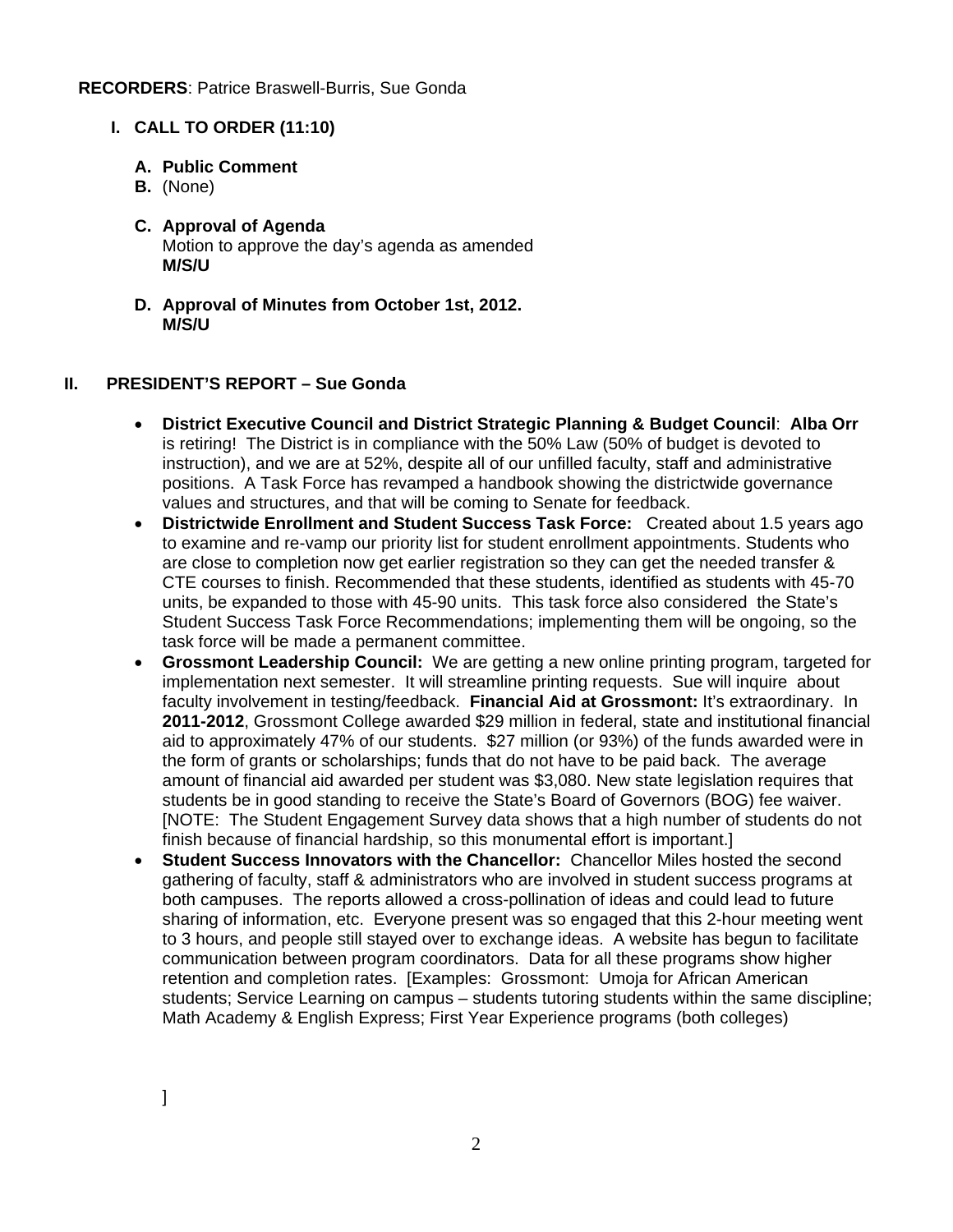**RECORDERS**: Patrice Braswell-Burris, Sue Gonda

## I. CALL TO ORDER (11:10)

**A. Public Comment**

**B.** (None)

**C. Approval of Agenda**
Motion to approve the day's agenda as amended
**M/S/U**

**D. Approval of Minutes from October 1st, 2012.**
**M/S/U**

## II. PRESIDENT'S REPORT – Sue Gonda

- **District Executive Council and District Strategic Planning & Budget Council**: **Alba Orr** is retiring! The District is in compliance with the 50% Law (50% of budget is devoted to instruction), and we are at 52%, despite all of our unfilled faculty, staff and administrative positions. A Task Force has revamped a handbook showing the districtwide governance values and structures, and that will be coming to Senate for feedback.
- **Districtwide Enrollment and Student Success Task Force:** Created about 1.5 years ago to examine and re-vamp our priority list for student enrollment appointments. Students who are close to completion now get earlier registration so they can get the needed transfer & CTE courses to finish. Recommended that these students, identified as students with 45-70 units, be expanded to those with 45-90 units. This task force also considered the State's Student Success Task Force Recommendations; implementing them will be ongoing, so the task force will be made a permanent committee.
- **Grossmont Leadership Council:** We are getting a new online printing program, targeted for implementation next semester. It will streamline printing requests. Sue will inquire about faculty involvement in testing/feedback. **Financial Aid at Grossmont:** It's extraordinary. In **2011-2012**, Grossmont College awarded $29 million in federal, state and institutional financial aid to approximately 47% of our students. $27 million (or 93%) of the funds awarded were in the form of grants or scholarships; funds that do not have to be paid back. The average amount of financial aid awarded per student was $3,080. New state legislation requires that students be in good standing to receive the State's Board of Governors (BOG) fee waiver. [NOTE: The Student Engagement Survey data shows that a high number of students do not finish because of financial hardship, so this monumental effort is important.]
- **Student Success Innovators with the Chancellor:** Chancellor Miles hosted the second gathering of faculty, staff & administrators who are involved in student success programs at both campuses. The reports allowed a cross-pollination of ideas and could lead to future sharing of information, etc. Everyone present was so engaged that this 2-hour meeting went to 3 hours, and people still stayed over to exchange ideas. A website has begun to facilitate communication between program coordinators. Data for all these programs show higher retention and completion rates. [Examples: Grossmont: Umoja for African American students; Service Learning on campus – students tutoring students within the same discipline; Math Academy & English Express; First Year Experience programs (both colleges)

  ]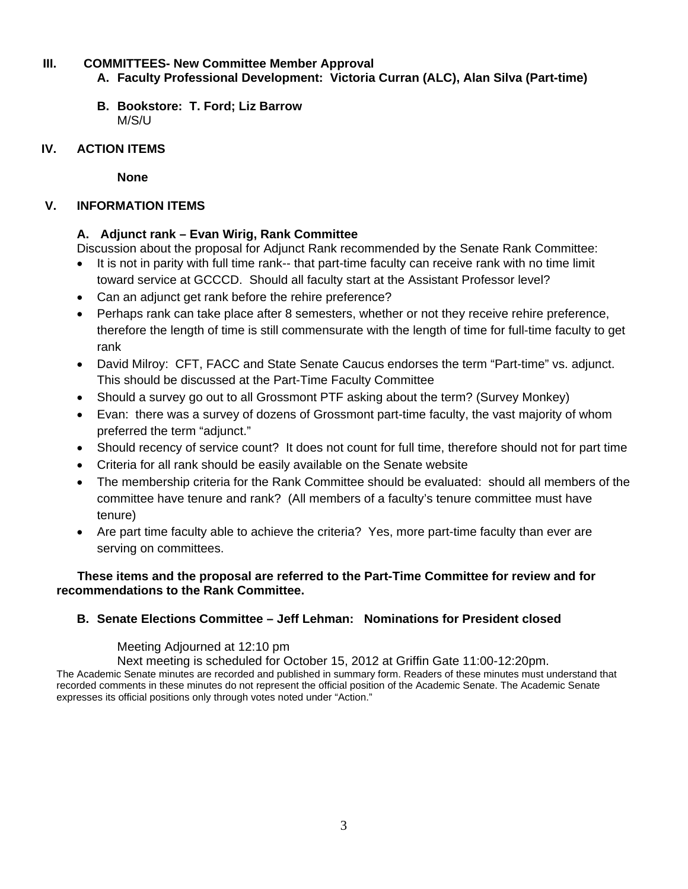## III. COMMITTEES- New Committee Member Approval

**A. Faculty Professional Development: Victoria Curran (ALC), Alan Silva (Part-time)**

**B. Bookstore: T. Ford; Liz Barrow**
M/S/U

## IV. ACTION ITEMS

**None**

## V. INFORMATION ITEMS

### A. Adjunct rank – Evan Wirig, Rank Committee

Discussion about the proposal for Adjunct Rank recommended by the Senate Rank Committee:

- It is not in parity with full time rank-- that part-time faculty can receive rank with no time limit toward service at GCCCD. Should all faculty start at the Assistant Professor level?
- Can an adjunct get rank before the rehire preference?
- Perhaps rank can take place after 8 semesters, whether or not they receive rehire preference, therefore the length of time is still commensurate with the length of time for full-time faculty to get rank
- David Milroy: CFT, FACC and State Senate Caucus endorses the term "Part-time" vs. adjunct. This should be discussed at the Part-Time Faculty Committee
- Should a survey go out to all Grossmont PTF asking about the term? (Survey Monkey)
- Evan: there was a survey of dozens of Grossmont part-time faculty, the vast majority of whom preferred the term "adjunct."
- Should recency of service count? It does not count for full time, therefore should not for part time
- Criteria for all rank should be easily available on the Senate website
- The membership criteria for the Rank Committee should be evaluated: should all members of the committee have tenure and rank? (All members of a faculty's tenure committee must have tenure)
- Are part time faculty able to achieve the criteria? Yes, more part-time faculty than ever are serving on committees.

**These items and the proposal are referred to the Part-Time Committee for review and for recommendations to the Rank Committee.**

### B. Senate Elections Committee – Jeff Lehman: Nominations for President closed

Meeting Adjourned at 12:10 pm

Next meeting is scheduled for October 15, 2012 at Griffin Gate 11:00-12:20pm.

The Academic Senate minutes are recorded and published in summary form. Readers of these minutes must understand that recorded comments in these minutes do not represent the official position of the Academic Senate. The Academic Senate expresses its official positions only through votes noted under "Action."